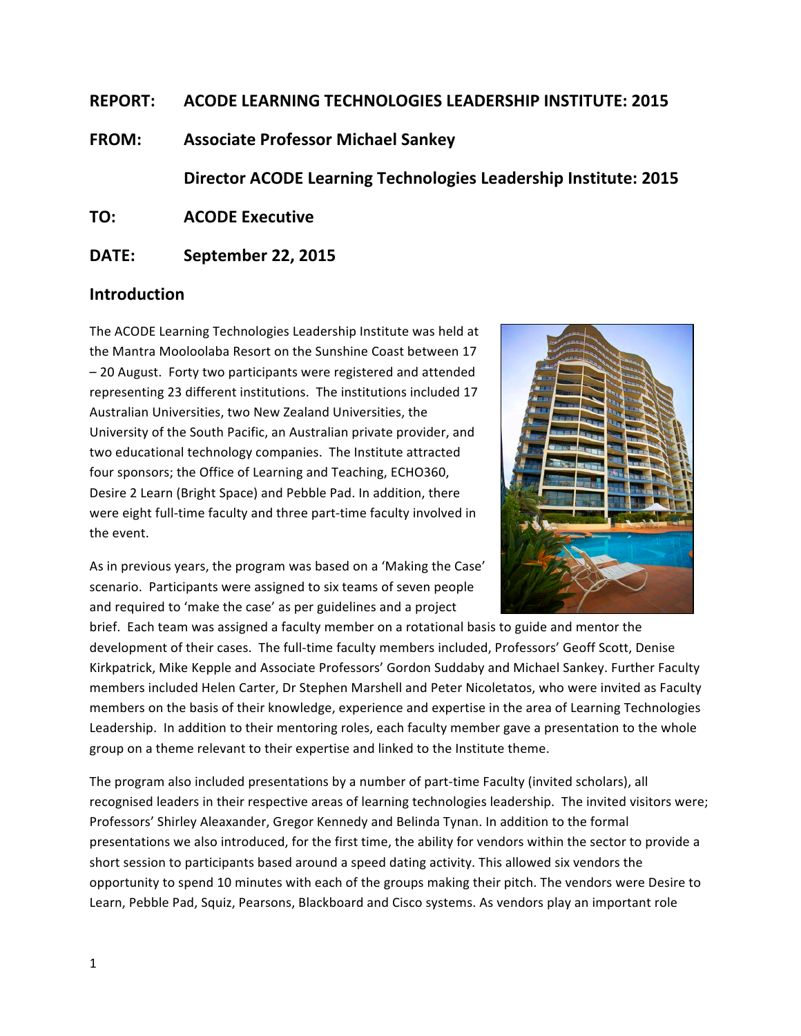**REPORT: ACODE LEARNING TECHNOLOGIES LEADERSHIP INSTITUTE: 2015**

**FROM: Associate Professor Michael Sankey**

**Director ACODE Learning Technologies Leadership Institute: 2015**

**TO: ACODE Executive**

**DATE: September 22, 2015**

## Introduction

The ACODE Learning Technologies Leadership Institute was held at the Mantra Mooloolaba Resort on the Sunshine Coast between 17 – 20 August. Forty two participants were registered and attended representing 23 different institutions. The institutions included 17 Australian Universities, two New Zealand Universities, the University of the South Pacific, an Australian private provider, and two educational technology companies. The Institute attracted four sponsors; the Office of Learning and Teaching, ECHO360, Desire 2 Learn (Bright Space) and Pebble Pad. In addition, there were eight full-time faculty and three part-time faculty involved in the event.

As in previous years, the program was based on a 'Making the Case' scenario. Participants were assigned to six teams of seven people and required to 'make the case' as per guidelines and a project brief. Each team was assigned a faculty member on a rotational basis to guide and mentor the development of their cases. The full-time faculty members included, Professors' Geoff Scott, Denise Kirkpatrick, Mike Kepple and Associate Professors' Gordon Suddaby and Michael Sankey. Further Faculty members included Helen Carter, Dr Stephen Marshell and Peter Nicoletatos, who were invited as Faculty members on the basis of their knowledge, experience and expertise in the area of Learning Technologies Leadership. In addition to their mentoring roles, each faculty member gave a presentation to the whole group on a theme relevant to their expertise and linked to the Institute theme.

The program also included presentations by a number of part-time Faculty (invited scholars), all recognised leaders in their respective areas of learning technologies leadership. The invited visitors were; Professors' Shirley Aleaxander, Gregor Kennedy and Belinda Tynan. In addition to the formal presentations we also introduced, for the first time, the ability for vendors within the sector to provide a short session to participants based around a speed dating activity. This allowed six vendors the opportunity to spend 10 minutes with each of the groups making their pitch. The vendors were Desire to Learn, Pebble Pad, Squiz, Pearsons, Blackboard and Cisco systems. As vendors play an important role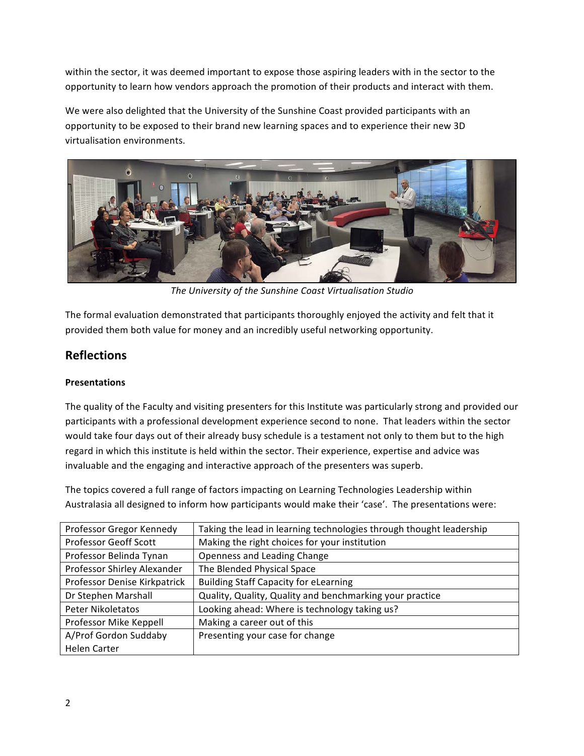within the sector, it was deemed important to expose those aspiring leaders with in the sector to the opportunity to learn how vendors approach the promotion of their products and interact with them.

We were also delighted that the University of the Sunshine Coast provided participants with an opportunity to be exposed to their brand new learning spaces and to experience their new 3D virtualisation environments.

*The University of the Sunshine Coast Virtualisation Studio*

The formal evaluation demonstrated that participants thoroughly enjoyed the activity and felt that it provided them both value for money and an incredibly useful networking opportunity.

## Reflections

**Presentations**

The quality of the Faculty and visiting presenters for this Institute was particularly strong and provided our participants with a professional development experience second to none. That leaders within the sector would take four days out of their already busy schedule is a testament not only to them but to the high regard in which this institute is held within the sector. Their experience, expertise and advice was invaluable and the engaging and interactive approach of the presenters was superb.

The topics covered a full range of factors impacting on Learning Technologies Leadership within Australasia all designed to inform how participants would make their 'case'. The presentations were:

| Presenter | Topic |
|---|---|
| Professor Gregor Kennedy | Taking the lead in learning technologies through thought leadership |
| Professor Geoff Scott | Making the right choices for your institution |
| Professor Belinda Tynan | Openness and Leading Change |
| Professor Shirley Alexander | The Blended Physical Space |
| Professor Denise Kirkpatrick | Building Staff Capacity for eLearning |
| Dr Stephen Marshall | Quality, Quality, Quality and benchmarking your practice |
| Peter Nikoletatos | Looking ahead: Where is technology taking us? |
| Professor Mike Keppell | Making a career out of this |
| A/Prof Gordon Suddaby<br>Helen Carter | Presenting your case for change |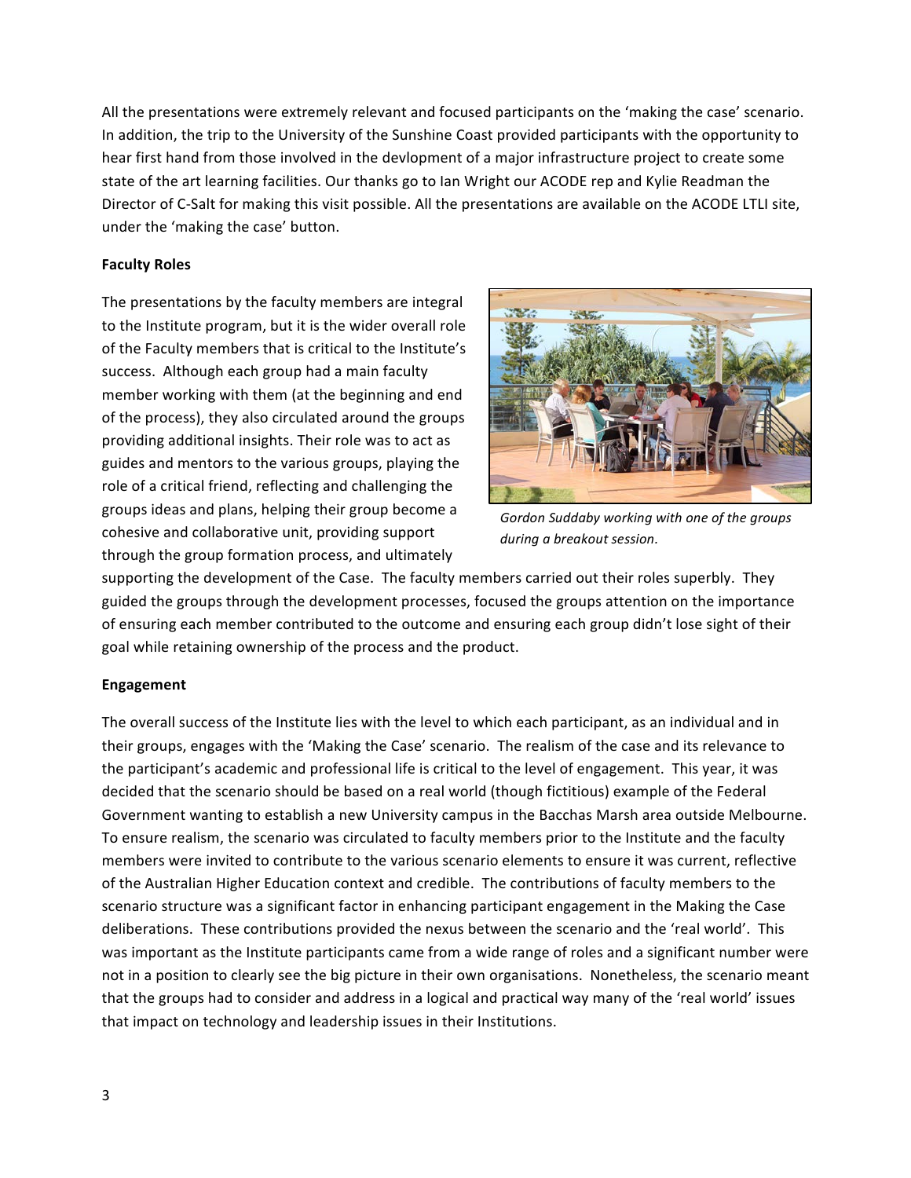All the presentations were extremely relevant and focused participants on the 'making the case' scenario. In addition, the trip to the University of the Sunshine Coast provided participants with the opportunity to hear first hand from those involved in the devlopment of a major infrastructure project to create some state of the art learning facilities. Our thanks go to Ian Wright our ACODE rep and Kylie Readman the Director of C-Salt for making this visit possible. All the presentations are available on the ACODE LTLI site, under the 'making the case' button.

**Faculty Roles**

The presentations by the faculty members are integral to the Institute program, but it is the wider overall role of the Faculty members that is critical to the Institute's success. Although each group had a main faculty member working with them (at the beginning and end of the process), they also circulated around the groups providing additional insights. Their role was to act as guides and mentors to the various groups, playing the role of a critical friend, reflecting and challenging the groups ideas and plans, helping their group become a cohesive and collaborative unit, providing support through the group formation process, and ultimately supporting the development of the Case. The faculty members carried out their roles superbly. They guided the groups through the development processes, focused the groups attention on the importance of ensuring each member contributed to the outcome and ensuring each group didn't lose sight of their goal while retaining ownership of the process and the product.

*Gordon Suddaby working with one of the groups during a breakout session.*

**Engagement**

The overall success of the Institute lies with the level to which each participant, as an individual and in their groups, engages with the 'Making the Case' scenario. The realism of the case and its relevance to the participant's academic and professional life is critical to the level of engagement. This year, it was decided that the scenario should be based on a real world (though fictitious) example of the Federal Government wanting to establish a new University campus in the Bacchas Marsh area outside Melbourne. To ensure realism, the scenario was circulated to faculty members prior to the Institute and the faculty members were invited to contribute to the various scenario elements to ensure it was current, reflective of the Australian Higher Education context and credible. The contributions of faculty members to the scenario structure was a significant factor in enhancing participant engagement in the Making the Case deliberations. These contributions provided the nexus between the scenario and the 'real world'. This was important as the Institute participants came from a wide range of roles and a significant number were not in a position to clearly see the big picture in their own organisations. Nonetheless, the scenario meant that the groups had to consider and address in a logical and practical way many of the 'real world' issues that impact on technology and leadership issues in their Institutions.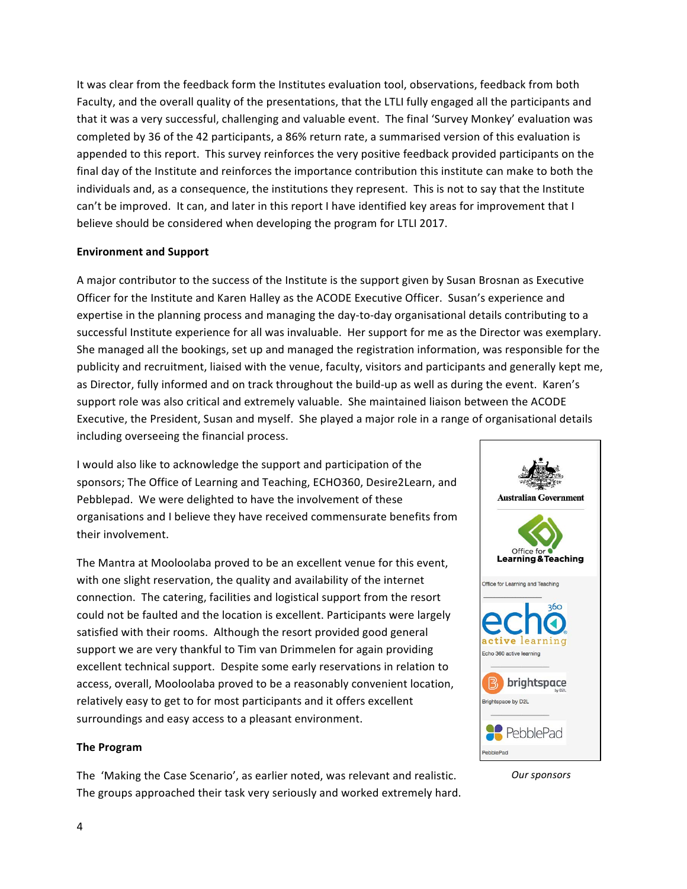It was clear from the feedback form the Institutes evaluation tool, observations, feedback from both Faculty, and the overall quality of the presentations, that the LTLI fully engaged all the participants and that it was a very successful, challenging and valuable event. The final 'Survey Monkey' evaluation was completed by 36 of the 42 participants, a 86% return rate, a summarised version of this evaluation is appended to this report. This survey reinforces the very positive feedback provided participants on the final day of the Institute and reinforces the importance contribution this institute can make to both the individuals and, as a consequence, the institutions they represent. This is not to say that the Institute can't be improved. It can, and later in this report I have identified key areas for improvement that I believe should be considered when developing the program for LTLI 2017.

**Environment and Support**

A major contributor to the success of the Institute is the support given by Susan Brosnan as Executive Officer for the Institute and Karen Halley as the ACODE Executive Officer. Susan's experience and expertise in the planning process and managing the day-to-day organisational details contributing to a successful Institute experience for all was invaluable. Her support for me as the Director was exemplary. She managed all the bookings, set up and managed the registration information, was responsible for the publicity and recruitment, liaised with the venue, faculty, visitors and participants and generally kept me, as Director, fully informed and on track throughout the build-up as well as during the event. Karen's support role was also critical and extremely valuable. She maintained liaison between the ACODE Executive, the President, Susan and myself. She played a major role in a range of organisational details including overseeing the financial process.

I would also like to acknowledge the support and participation of the sponsors; The Office of Learning and Teaching, ECHO360, Desire2Learn, and Pebblepad. We were delighted to have the involvement of these organisations and I believe they have received commensurate benefits from their involvement.

The Mantra at Mooloolaba proved to be an excellent venue for this event, with one slight reservation, the quality and availability of the internet connection. The catering, facilities and logistical support from the resort could not be faulted and the location is excellent. Participants were largely satisfied with their rooms. Although the resort provided good general support we are very thankful to Tim van Drimmelen for again providing excellent technical support. Despite some early reservations in relation to access, overall, Mooloolaba proved to be a reasonably convenient location, relatively easy to get to for most participants and it offers excellent surroundings and easy access to a pleasant environment.

Australian Government

Office for Learning & Teaching

Office for Learning and Teaching

echo 360 active learning

Echo 360 active learning

brightspace by D2L

Brightspace by D2L

PebblePad

PebblePad

*Our sponsors*

**The Program**

The 'Making the Case Scenario', as earlier noted, was relevant and realistic. The groups approached their task very seriously and worked extremely hard.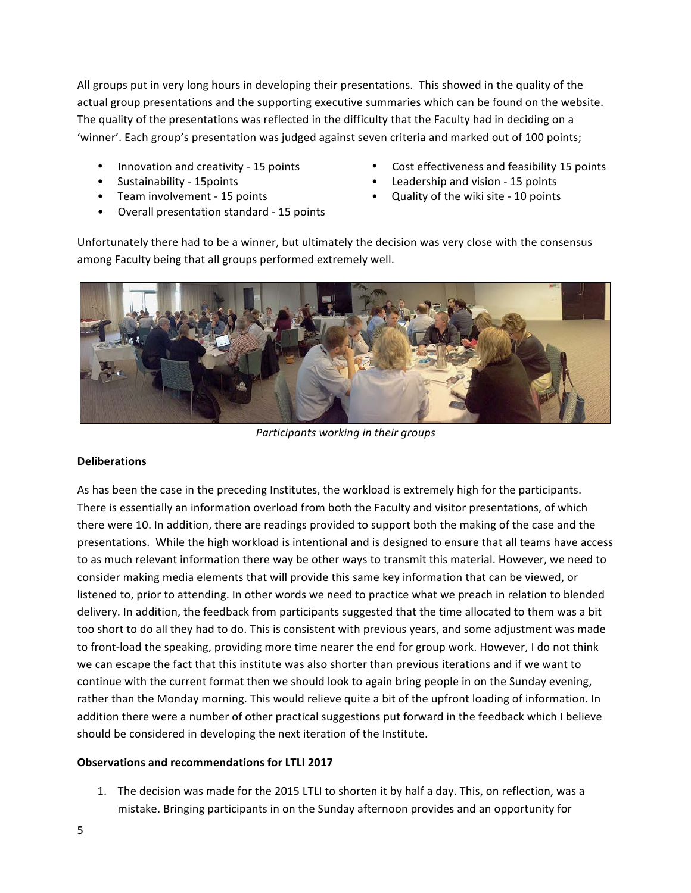All groups put in very long hours in developing their presentations. This showed in the quality of the actual group presentations and the supporting executive summaries which can be found on the website. The quality of the presentations was reflected in the difficulty that the Faculty had in deciding on a 'winner'. Each group's presentation was judged against seven criteria and marked out of 100 points;

- Innovation and creativity - 15 points
- Sustainability - 15points
- Team involvement - 15 points
- Overall presentation standard - 15 points
- Cost effectiveness and feasibility 15 points
- Leadership and vision - 15 points
- Quality of the wiki site - 10 points

Unfortunately there had to be a winner, but ultimately the decision was very close with the consensus among Faculty being that all groups performed extremely well.

*Participants working in their groups*

**Deliberations**

As has been the case in the preceding Institutes, the workload is extremely high for the participants. There is essentially an information overload from both the Faculty and visitor presentations, of which there were 10. In addition, there are readings provided to support both the making of the case and the presentations. While the high workload is intentional and is designed to ensure that all teams have access to as much relevant information there way be other ways to transmit this material. However, we need to consider making media elements that will provide this same key information that can be viewed, or listened to, prior to attending. In other words we need to practice what we preach in relation to blended delivery. In addition, the feedback from participants suggested that the time allocated to them was a bit too short to do all they had to do. This is consistent with previous years, and some adjustment was made to front-load the speaking, providing more time nearer the end for group work. However, I do not think we can escape the fact that this institute was also shorter than previous iterations and if we want to continue with the current format then we should look to again bring people in on the Sunday evening, rather than the Monday morning. This would relieve quite a bit of the upfront loading of information. In addition there were a number of other practical suggestions put forward in the feedback which I believe should be considered in developing the next iteration of the Institute.

**Observations and recommendations for LTLI 2017**

1. The decision was made for the 2015 LTLI to shorten it by half a day. This, on reflection, was a mistake. Bringing participants in on the Sunday afternoon provides and an opportunity for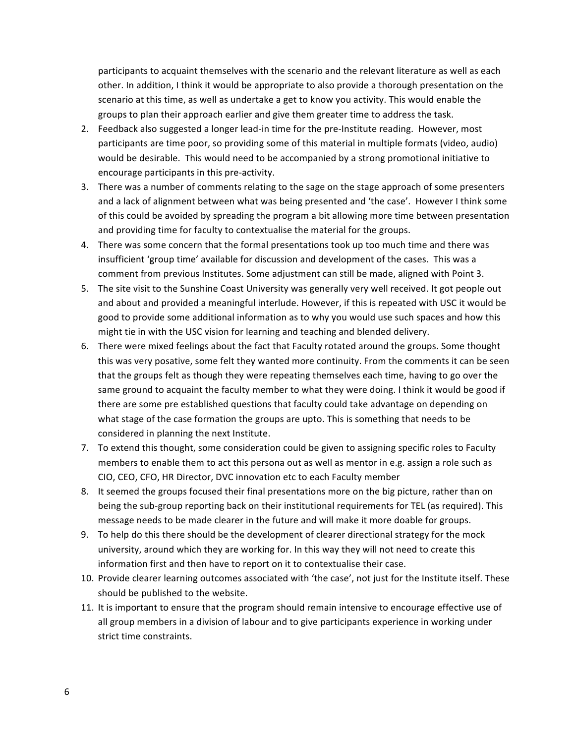participants to acquaint themselves with the scenario and the relevant literature as well as each other. In addition, I think it would be appropriate to also provide a thorough presentation on the scenario at this time, as well as undertake a get to know you activity. This would enable the groups to plan their approach earlier and give them greater time to address the task.

2. Feedback also suggested a longer lead-in time for the pre-Institute reading. However, most participants are time poor, so providing some of this material in multiple formats (video, audio) would be desirable. This would need to be accompanied by a strong promotional initiative to encourage participants in this pre-activity.
3. There was a number of comments relating to the sage on the stage approach of some presenters and a lack of alignment between what was being presented and 'the case'. However I think some of this could be avoided by spreading the program a bit allowing more time between presentation and providing time for faculty to contextualise the material for the groups.
4. There was some concern that the formal presentations took up too much time and there was insufficient 'group time' available for discussion and development of the cases. This was a comment from previous Institutes. Some adjustment can still be made, aligned with Point 3.
5. The site visit to the Sunshine Coast University was generally very well received. It got people out and about and provided a meaningful interlude. However, if this is repeated with USC it would be good to provide some additional information as to why you would use such spaces and how this might tie in with the USC vision for learning and teaching and blended delivery.
6. There were mixed feelings about the fact that Faculty rotated around the groups. Some thought this was very posative, some felt they wanted more continuity. From the comments it can be seen that the groups felt as though they were repeating themselves each time, having to go over the same ground to acquaint the faculty member to what they were doing. I think it would be good if there are some pre established questions that faculty could take advantage on depending on what stage of the case formation the groups are upto. This is something that needs to be considered in planning the next Institute.
7. To extend this thought, some consideration could be given to assigning specific roles to Faculty members to enable them to act this persona out as well as mentor in e.g. assign a role such as CIO, CEO, CFO, HR Director, DVC innovation etc to each Faculty member
8. It seemed the groups focused their final presentations more on the big picture, rather than on being the sub-group reporting back on their institutional requirements for TEL (as required). This message needs to be made clearer in the future and will make it more doable for groups.
9. To help do this there should be the development of clearer directional strategy for the mock university, around which they are working for. In this way they will not need to create this information first and then have to report on it to contextualise their case.
10. Provide clearer learning outcomes associated with 'the case', not just for the Institute itself. These should be published to the website.
11. It is important to ensure that the program should remain intensive to encourage effective use of all group members in a division of labour and to give participants experience in working under strict time constraints.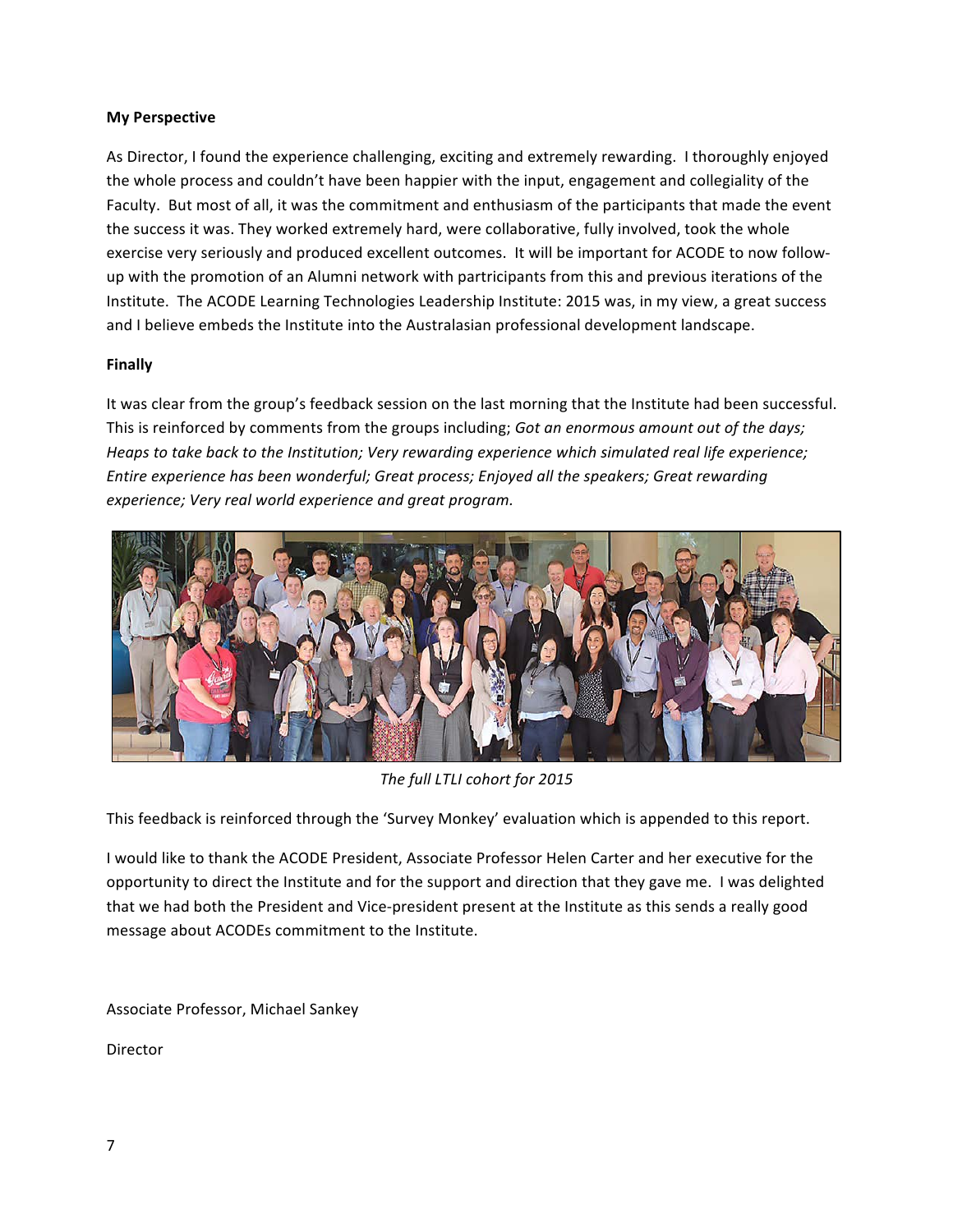**My Perspective**

As Director, I found the experience challenging, exciting and extremely rewarding. I thoroughly enjoyed the whole process and couldn't have been happier with the input, engagement and collegiality of the Faculty. But most of all, it was the commitment and enthusiasm of the participants that made the event the success it was. They worked extremely hard, were collaborative, fully involved, took the whole exercise very seriously and produced excellent outcomes. It will be important for ACODE to now follow-up with the promotion of an Alumni network with partricipants from this and previous iterations of the Institute. The ACODE Learning Technologies Leadership Institute: 2015 was, in my view, a great success and I believe embeds the Institute into the Australasian professional development landscape.

**Finally**

It was clear from the group's feedback session on the last morning that the Institute had been successful. This is reinforced by comments from the groups including; *Got an enormous amount out of the days; Heaps to take back to the Institution; Very rewarding experience which simulated real life experience; Entire experience has been wonderful; Great process; Enjoyed all the speakers; Great rewarding experience; Very real world experience and great program.*

*The full LTLI cohort for 2015*

This feedback is reinforced through the 'Survey Monkey' evaluation which is appended to this report.

I would like to thank the ACODE President, Associate Professor Helen Carter and her executive for the opportunity to direct the Institute and for the support and direction that they gave me. I was delighted that we had both the President and Vice-president present at the Institute as this sends a really good message about ACODEs commitment to the Institute.

Associate Professor, Michael Sankey

Director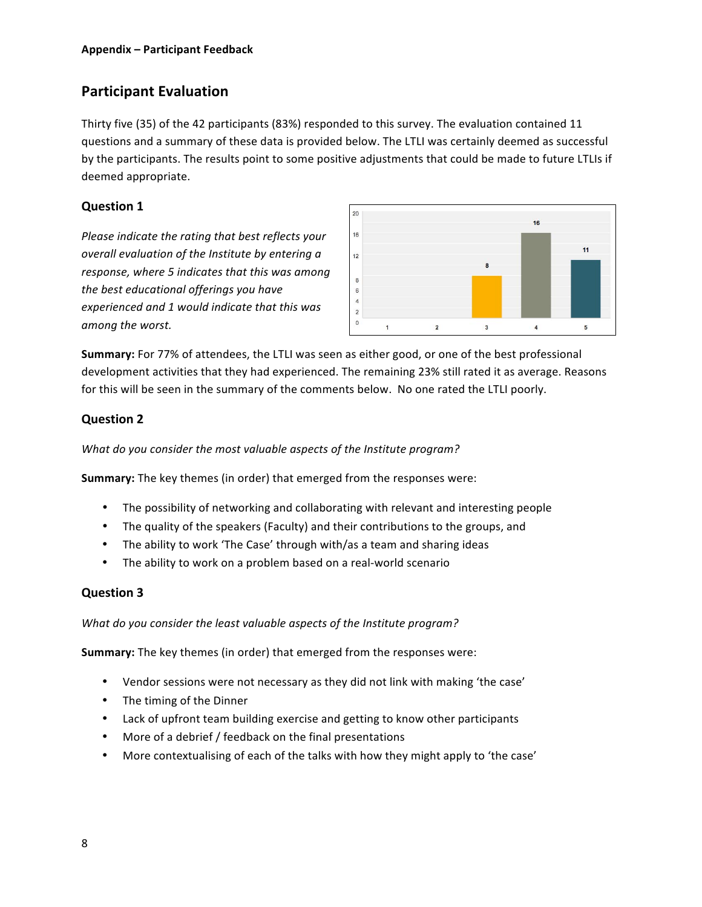**Appendix – Participant Feedback**

## Participant Evaluation

Thirty five (35) of the 42 participants (83%) responded to this survey. The evaluation contained 11 questions and a summary of these data is provided below. The LTLI was certainly deemed as successful by the participants. The results point to some positive adjustments that could be made to future LTLIs if deemed appropriate.

### Question 1

*Please indicate the rating that best reflects your overall evaluation of the Institute by entering a response, where 5 indicates that this was among the best educational offerings you have experienced and 1 would indicate that this was among the worst.*

**Summary:** For 77% of attendees, the LTLI was seen as either good, or one of the best professional development activities that they had experienced. The remaining 23% still rated it as average. Reasons for this will be seen in the summary of the comments below. No one rated the LTLI poorly.

### Question 2

*What do you consider the most valuable aspects of the Institute program?*

**Summary:** The key themes (in order) that emerged from the responses were:

- The possibility of networking and collaborating with relevant and interesting people
- The quality of the speakers (Faculty) and their contributions to the groups, and
- The ability to work 'The Case' through with/as a team and sharing ideas
- The ability to work on a problem based on a real-world scenario

### Question 3

*What do you consider the least valuable aspects of the Institute program?*

**Summary:** The key themes (in order) that emerged from the responses were:

- Vendor sessions were not necessary as they did not link with making 'the case'
- The timing of the Dinner
- Lack of upfront team building exercise and getting to know other participants
- More of a debrief / feedback on the final presentations
- More contextualising of each of the talks with how they might apply to 'the case'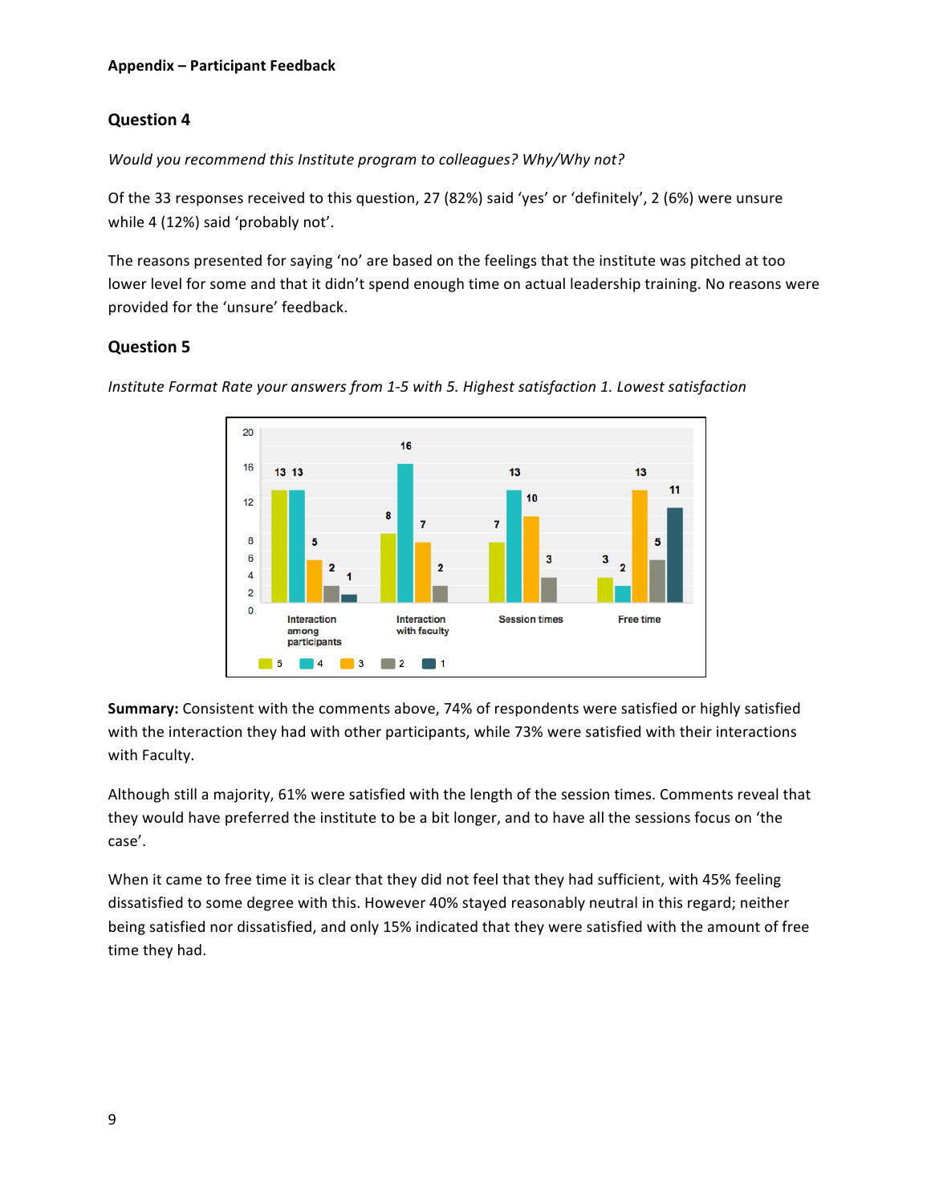**Appendix – Participant Feedback**

## Question 4

*Would you recommend this Institute program to colleagues? Why/Why not?*

Of the 33 responses received to this question, 27 (82%) said 'yes' or 'definitely', 2 (6%) were unsure while 4 (12%) said 'probably not'.

The reasons presented for saying 'no' are based on the feelings that the institute was pitched at too lower level for some and that it didn't spend enough time on actual leadership training. No reasons were provided for the 'unsure' feedback.

## Question 5

*Institute Format Rate your answers from 1-5 with 5. Highest satisfaction 1. Lowest satisfaction*

| | 5 | 4 | 3 | 2 | 1 |
|---|---|---|---|---|---|
| Interaction among participants | 13 | 13 | 5 | 2 | 1 |
| Interaction with faculty | 8 | 16 | 7 | 2 | |
| Session times | 7 | 13 | 10 | 3 | |
| Free time | 3 | 2 | 13 | 5 | 11 |

**Summary:** Consistent with the comments above, 74% of respondents were satisfied or highly satisfied with the interaction they had with other participants, while 73% were satisfied with their interactions with Faculty.

Although still a majority, 61% were satisfied with the length of the session times. Comments reveal that they would have preferred the institute to be a bit longer, and to have all the sessions focus on 'the case'.

When it came to free time it is clear that they did not feel that they had sufficient, with 45% feeling dissatisfied to some degree with this. However 40% stayed reasonably neutral in this regard; neither being satisfied nor dissatisfied, and only 15% indicated that they were satisfied with the amount of free time they had.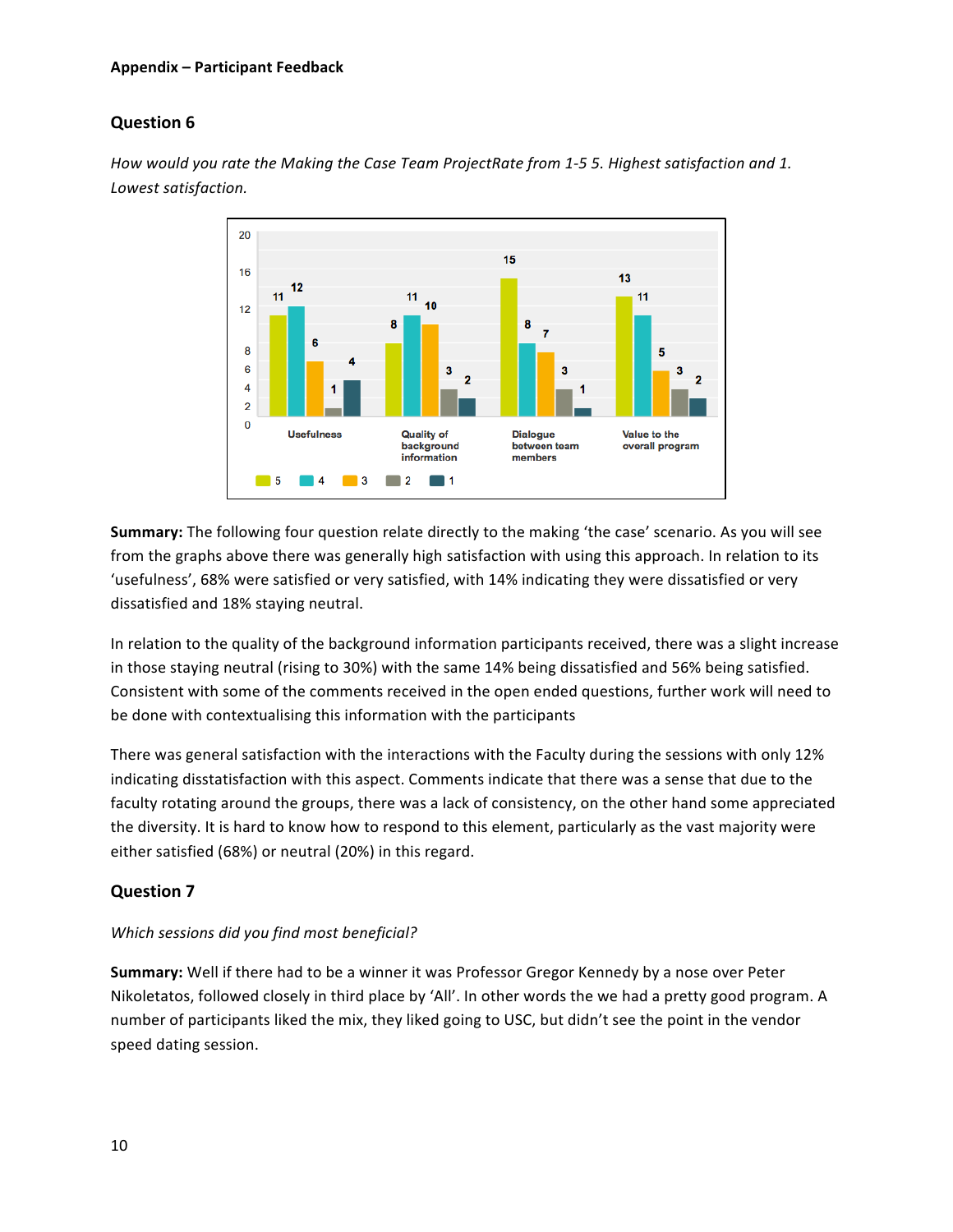**Appendix – Participant Feedback**

## Question 6

*How would you rate the Making the Case Team ProjectRate from 1-5 5. Highest satisfaction and 1. Lowest satisfaction.*

| | 5 | 4 | 3 | 2 | 1 |
|---|---|---|---|---|---|
| Usefulness | 11 | 12 | 6 | 1 | 4 |
| Quality of background information | 8 | 11 | 10 | 3 | 2 |
| Dialogue between team members | 15 | 8 | 7 | 3 | 1 |
| Value to the overall program | 13 | 11 | 5 | 3 | 2 |

**Summary:** The following four question relate directly to the making 'the case' scenario. As you will see from the graphs above there was generally high satisfaction with using this approach. In relation to its 'usefulness', 68% were satisfied or very satisfied, with 14% indicating they were dissatisfied or very dissatisfied and 18% staying neutral.

In relation to the quality of the background information participants received, there was a slight increase in those staying neutral (rising to 30%) with the same 14% being dissatisfied and 56% being satisfied. Consistent with some of the comments received in the open ended questions, further work will need to be done with contextualising this information with the participants

There was general satisfaction with the interactions with the Faculty during the sessions with only 12% indicating disstatisfaction with this aspect. Comments indicate that there was a sense that due to the faculty rotating around the groups, there was a lack of consistency, on the other hand some appreciated the diversity. It is hard to know how to respond to this element, particularly as the vast majority were either satisfied (68%) or neutral (20%) in this regard.

## Question 7

*Which sessions did you find most beneficial?*

**Summary:** Well if there had to be a winner it was Professor Gregor Kennedy by a nose over Peter Nikoletatos, followed closely in third place by 'All'. In other words the we had a pretty good program. A number of participants liked the mix, they liked going to USC, but didn't see the point in the vendor speed dating session.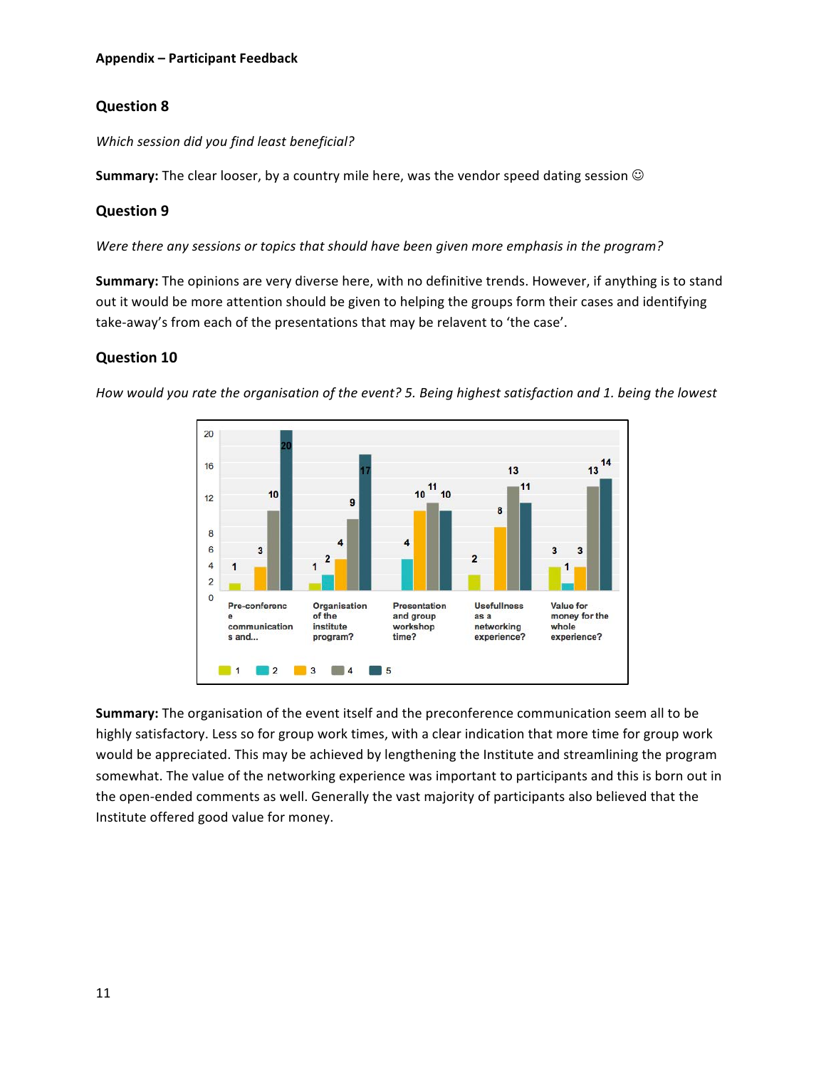**Appendix – Participant Feedback**

## Question 8

*Which session did you find least beneficial?*

**Summary:** The clear looser, by a country mile here, was the vendor speed dating session ☺

## Question 9

*Were there any sessions or topics that should have been given more emphasis in the program?*

**Summary:** The opinions are very diverse here, with no definitive trends. However, if anything is to stand out it would be more attention should be given to helping the groups form their cases and identifying take-away's from each of the presentations that may be relavent to 'the case'.

## Question 10

*How would you rate the organisation of the event? 5. Being highest satisfaction and 1. being the lowest*

| | 1 | 2 | 3 | 4 | 5 |
|---|---|---|---|---|---|
| Pre-conference communications and... | 1 | | 3 | 10 | 20 |
| Organisation of the institute program? | 1 | 2 | 4 | 9 | 17 |
| Presentation and group workshop time? | | 4 | 10 | 11 | 10 |
| Usefulness as a networking experience? | 2 | | 8 | 13 | 11 |
| Value for money for the whole experience? | 3 | 1 | 3 | 13 | 14 |

**Summary:** The organisation of the event itself and the preconference communication seem all to be highly satisfactory. Less so for group work times, with a clear indication that more time for group work would be appreciated. This may be achieved by lengthening the Institute and streamlining the program somewhat. The value of the networking experience was important to participants and this is born out in the open-ended comments as well. Generally the vast majority of participants also believed that the Institute offered good value for money.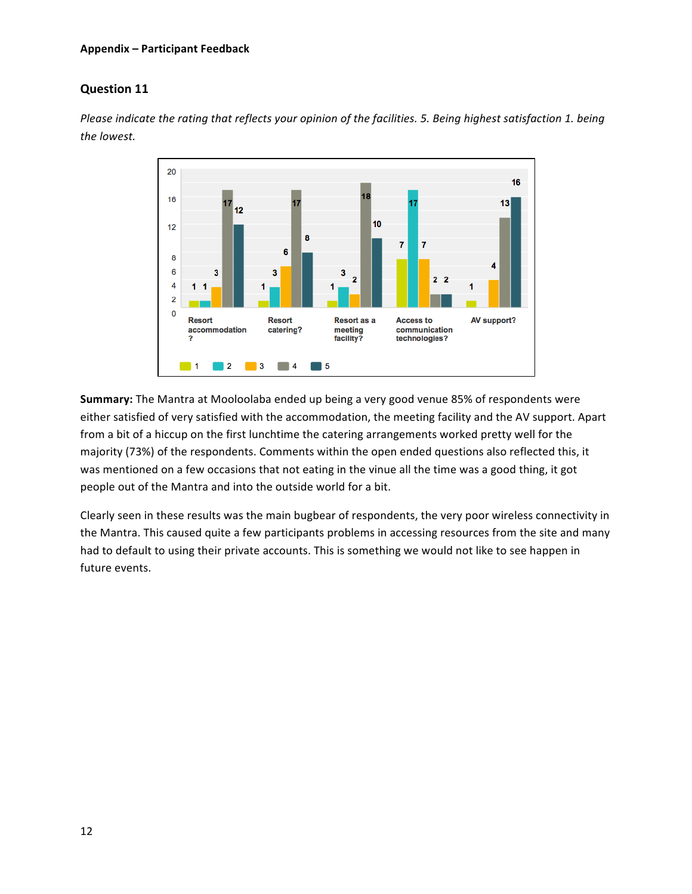**Appendix – Participant Feedback**

## Question 11

*Please indicate the rating that reflects your opinion of the facilities. 5. Being highest satisfaction 1. being the lowest.*

| | 1 | 2 | 3 | 4 | 5 |
|---|---|---|---|---|---|
| Resort accommodation? | 1 | 1 | 3 | 17 | 12 |
| Resort catering? | 1 | 3 | 6 | 17 | 8 |
| Resort as a meeting facility? | 1 | 3 | 2 | 18 | 10 |
| Access to communication technologies? | 7 | 17 | 7 | 2 | 2 |
| AV support? | 1 | | 4 | 13 | 16 |

**Summary:** The Mantra at Mooloolaba ended up being a very good venue 85% of respondents were either satisfied of very satisfied with the accommodation, the meeting facility and the AV support. Apart from a bit of a hiccup on the first lunchtime the catering arrangements worked pretty well for the majority (73%) of the respondents. Comments within the open ended questions also reflected this, it was mentioned on a few occasions that not eating in the vinue all the time was a good thing, it got people out of the Mantra and into the outside world for a bit.

Clearly seen in these results was the main bugbear of respondents, the very poor wireless connectivity in the Mantra. This caused quite a few participants problems in accessing resources from the site and many had to default to using their private accounts. This is something we would not like to see happen in future events.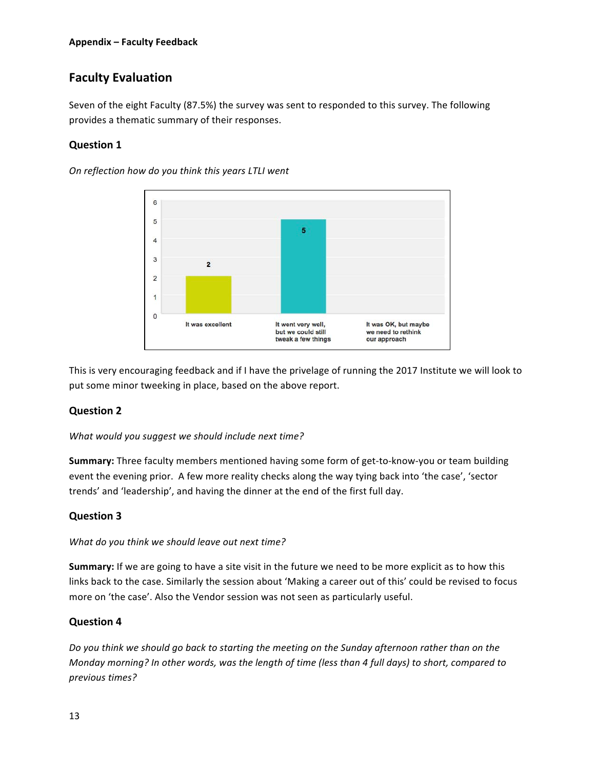**Appendix – Faculty Feedback**

## Faculty Evaluation

Seven of the eight Faculty (87.5%) the survey was sent to responded to this survey. The following provides a thematic summary of their responses.

### Question 1

*On reflection how do you think this years LTLI went*

| Response | Count |
| --- | --- |
| It was excellent | 2 |
| It went very well, but we could still tweak a few things | 5 |
| It was OK, but maybe we need to rethink our approach | |

This is very encouraging feedback and if I have the privelage of running the 2017 Institute we will look to put some minor tweeking in place, based on the above report.

### Question 2

*What would you suggest we should include next time?*

**Summary:** Three faculty members mentioned having some form of get-to-know-you or team building event the evening prior. A few more reality checks along the way tying back into 'the case', 'sector trends' and 'leadership', and having the dinner at the end of the first full day.

### Question 3

*What do you think we should leave out next time?*

**Summary:** If we are going to have a site visit in the future we need to be more explicit as to how this links back to the case. Similarly the session about 'Making a career out of this' could be revised to focus more on 'the case'. Also the Vendor session was not seen as particularly useful.

### Question 4

*Do you think we should go back to starting the meeting on the Sunday afternoon rather than on the Monday morning? In other words, was the length of time (less than 4 full days) to short, compared to previous times?*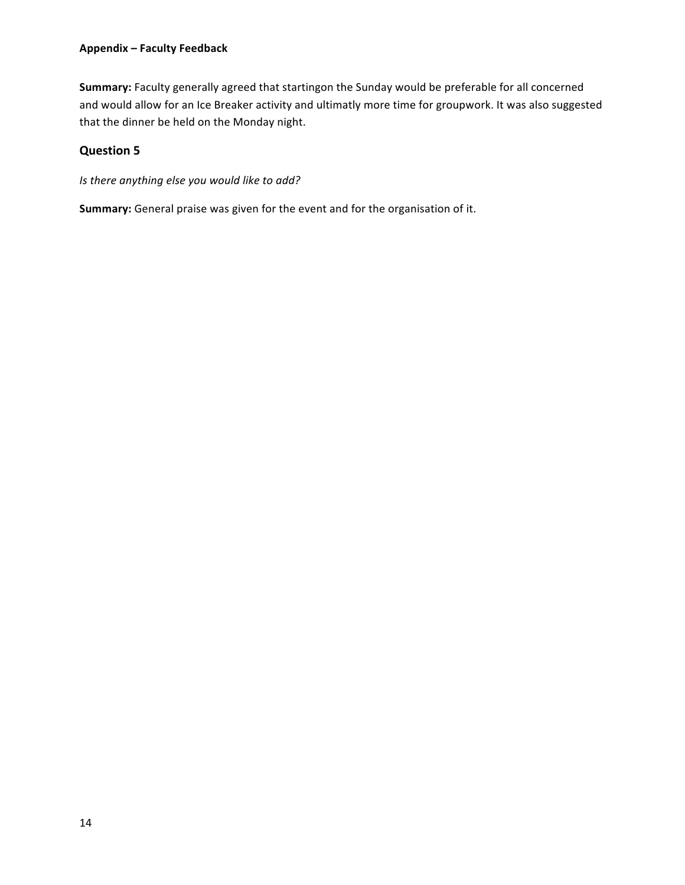**Summary:** Faculty generally agreed that startingon the Sunday would be preferable for all concerned and would allow for an Ice Breaker activity and ultimatly more time for groupwork. It was also suggested that the dinner be held on the Monday night.

## Question 5

*Is there anything else you would like to add?*

**Summary:** General praise was given for the event and for the organisation of it.